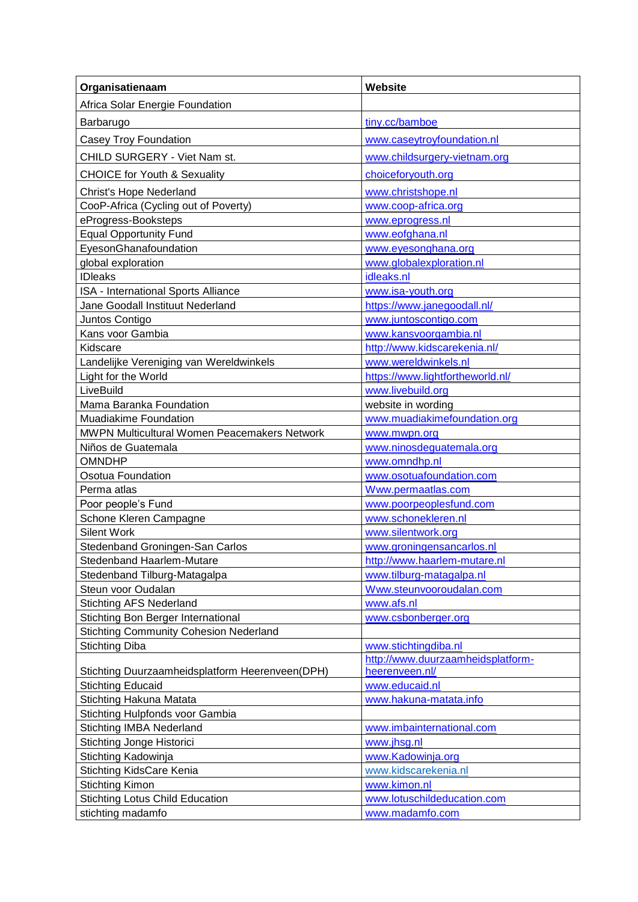| Organisatienaam | Website |
| --- | --- |
| Africa Solar Energie Foundation | |
| Barbarugo | tiny.cc/bamboe |
| Casey Troy Foundation | www.caseytroyfoundation.nl |
| CHILD SURGERY - Viet Nam st. | www.childsurgery-vietnam.org |
| CHOICE for Youth & Sexuality | choiceforyouth.org |
| Christ's Hope Nederland | www.christshope.nl |
| CooP-Africa (Cycling out of Poverty) | www.coop-africa.org |
| eProgress-Booksteps | www.eprogress.nl |
| Equal Opportunity Fund | www.eofghana.nl |
| EyesonGhanafoundation | www.eyesonghana.org |
| global exploration | www.globalexploration.nl |
| IDleaks | idleaks.nl |
| ISA - International Sports Alliance | www.isa-youth.org |
| Jane Goodall Instituut Nederland | https://www.janegoodall.nl/ |
| Juntos Contigo | www.juntoscontigo.com |
| Kans voor Gambia | www.kansvoorgambia.nl |
| Kidscare | http://www.kidscarekenia.nl/ |
| Landelijke Vereniging van Wereldwinkels | www.wereldwinkels.nl |
| Light for the World | https://www.lightfortheworld.nl/ |
| LiveBuild | www.livebuild.org |
| Mama Baranka Foundation | website in wording |
| Muadiakime Foundation | www.muadiakimefoundation.org |
| MWPN Multicultural Women Peacemakers Network | www.mwpn.org |
| Niños de Guatemala | www.ninosdeguatemala.org |
| OMNDHP | www.omndhp.nl |
| Osotua Foundation | www.osotuafoundation.com |
| Perma atlas | Www.permaatlas.com |
| Poor people's Fund | www.poorpeoplesfund.com |
| Schone Kleren Campagne | www.schonekleren.nl |
| Silent Work | www.silentwork.org |
| Stedenband Groningen-San Carlos | www.groningensancarlos.nl |
| Stedenband Haarlem-Mutare | http://www.haarlem-mutare.nl |
| Stedenband Tilburg-Matagalpa | www.tilburg-matagalpa.nl |
| Steun voor Oudalan | Www.steunvooroudalan.com |
| Stichting AFS Nederland | www.afs.nl |
| Stichting Bon Berger International | www.csbonberger.org |
| Stichting Community Cohesion Nederland | |
| Stichting Diba | www.stichtingdiba.nl |
| Stichting Duurzaamheidsplatform Heerenveen(DPH) | http://www.duurzaamheidsplatform-heerenveen.nl/ |
| Stichting Educaid | www.educaid.nl |
| Stichting Hakuna Matata | www.hakuna-matata.info |
| Stichting Hulpfonds voor Gambia | |
| Stichting IMBA Nederland | www.imbainternational.com |
| Stichting Jonge Historici | www.jhsg.nl |
| Stichting Kadowinja | www.Kadowinja.org |
| Stichting KidsCare Kenia | www.kidscarekenia.nl |
| Stichting Kimon | www.kimon.nl |
| Stichting Lotus Child Education | www.lotuschildeducation.com |
| stichting madamfo | www.madamfo.com |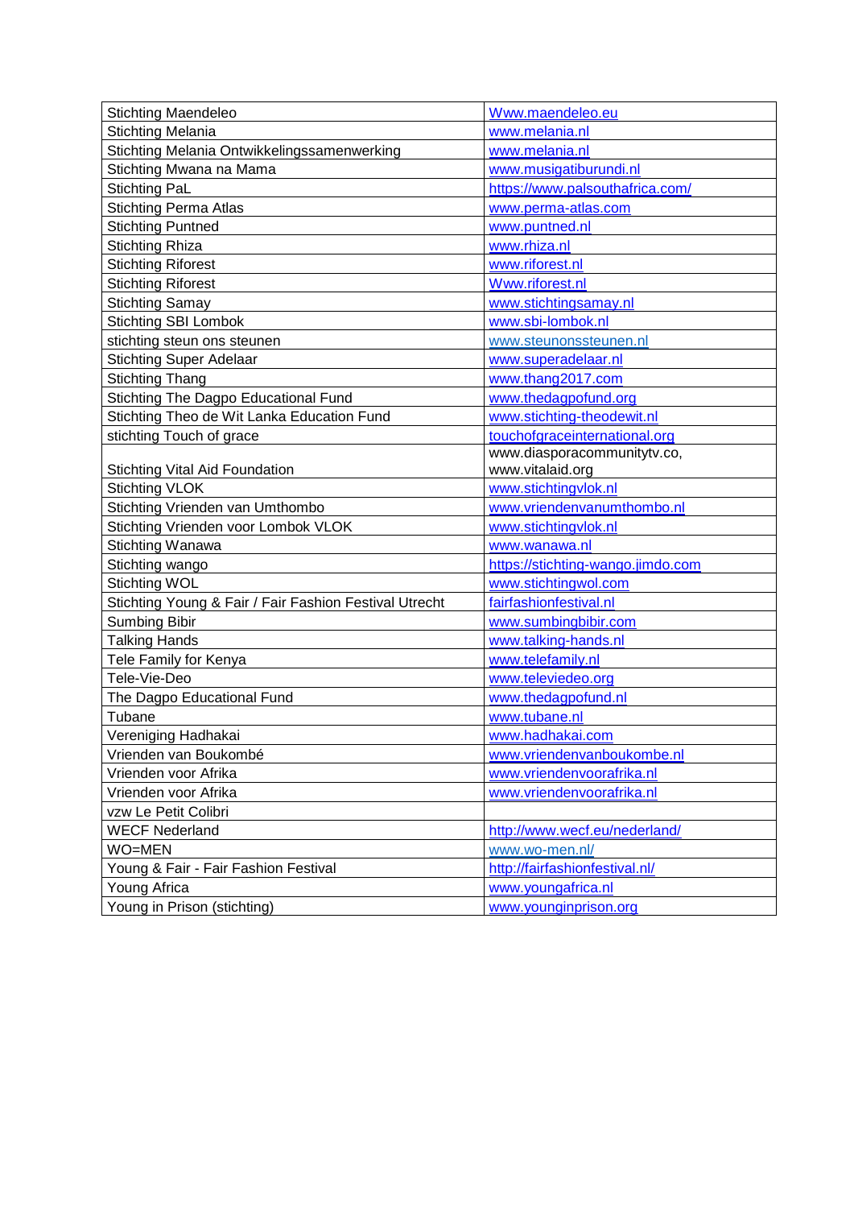| | |
|---|---|
| Stichting Maendeleo | Www.maendeleo.eu |
| Stichting Melania | www.melania.nl |
| Stichting Melania Ontwikkelingssamenwerking | www.melania.nl |
| Stichting Mwana na Mama | www.musigatiburundi.nl |
| Stichting PaL | https://www.palsouthafrica.com/ |
| Stichting Perma Atlas | www.perma-atlas.com |
| Stichting Puntned | www.puntned.nl |
| Stichting Rhiza | www.rhiza.nl |
| Stichting Riforest | www.riforest.nl |
| Stichting Riforest | Www.riforest.nl |
| Stichting Samay | www.stichtingsamay.nl |
| Stichting SBI Lombok | www.sbi-lombok.nl |
| stichting steun ons steunen | www.steunonssteunen.nl |
| Stichting Super Adelaar | www.superadelaar.nl |
| Stichting Thang | www.thang2017.com |
| Stichting The Dagpo Educational Fund | www.thedagpofund.org |
| Stichting Theo de Wit Lanka Education Fund | www.stichting-theodewit.nl |
| stichting Touch of grace | touchofgraceinternational.org |
| Stichting Vital Aid Foundation | www.diasporacommunitytv.co, www.vitalaid.org |
| Stichting VLOK | www.stichtingvlok.nl |
| Stichting Vrienden van Umthombo | www.vriendenvanumthombo.nl |
| Stichting Vrienden voor Lombok VLOK | www.stichtingvlok.nl |
| Stichting Wanawa | www.wanawa.nl |
| Stichting wango | https://stichting-wango.jimdo.com |
| Stichting WOL | www.stichtingwol.com |
| Stichting Young & Fair / Fair Fashion Festival Utrecht | fairfashionfestival.nl |
| Sumbing Bibir | www.sumbingbibir.com |
| Talking Hands | www.talking-hands.nl |
| Tele Family for Kenya | www.telefamily.nl |
| Tele-Vie-Deo | www.televiedeo.org |
| The Dagpo Educational Fund | www.thedagpofund.nl |
| Tubane | www.tubane.nl |
| Vereniging Hadhakai | www.hadhakai.com |
| Vrienden van Boukombé | www.vriendenvanboukombe.nl |
| Vrienden voor Afrika | www.vriendenvoorafrika.nl |
| Vrienden voor Afrika | www.vriendenvoorafrika.nl |
| vzw Le Petit Colibri | |
| WECF Nederland | http://www.wecf.eu/nederland/ |
| WO=MEN | www.wo-men.nl/ |
| Young & Fair - Fair Fashion Festival | http://fairfashionfestival.nl/ |
| Young Africa | www.youngafrica.nl |
| Young in Prison (stichting) | www.younginprison.org |